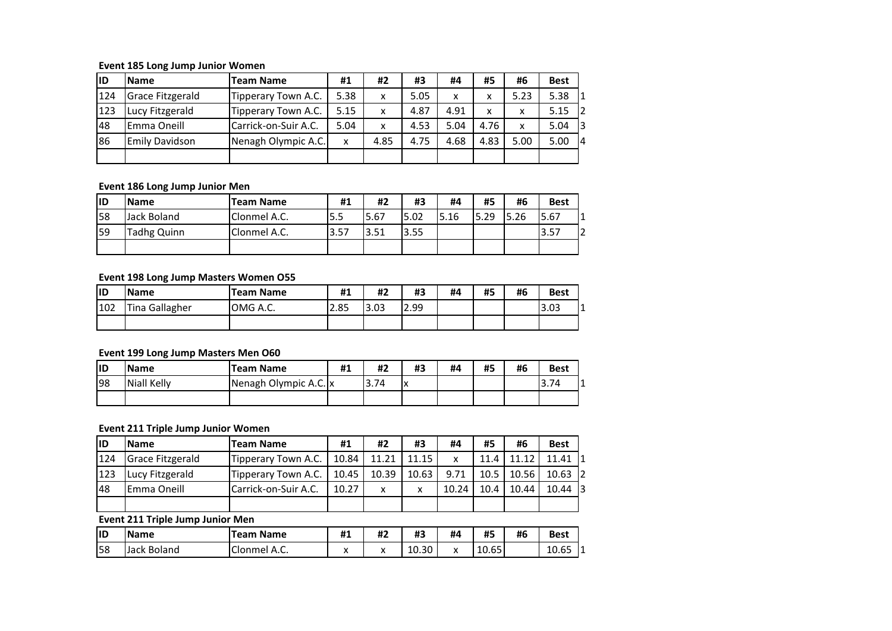**Event 185 Long Jump Junior Women**

| ID | Name | Team Name | #1 | #2 | #3 | #4 | #5 | #6 | Best | |
|---|---|---|---|---|---|---|---|---|---|---|
| 124 | Grace Fitzgerald | Tipperary Town A.C. | 5.38 | x | 5.05 | x | x | 5.23 | 5.38 | 1 |
| 123 | Lucy Fitzgerald | Tipperary Town A.C. | 5.15 | x | 4.87 | 4.91 | x | x | 5.15 | 2 |
| 48 | Emma Oneill | Carrick-on-Suir A.C. | 5.04 | x | 4.53 | 5.04 | 4.76 | x | 5.04 | 3 |
| 86 | Emily Davidson | Nenagh Olympic A.C. | x | 4.85 | 4.75 | 4.68 | 4.83 | 5.00 | 5.00 | 4 |
| | | | | | | | | | | |

**Event 186 Long Jump Junior Men**

| ID | Name | Team Name | #1 | #2 | #3 | #4 | #5 | #6 | Best | |
|---|---|---|---|---|---|---|---|---|---|---|
| 58 | Jack Boland | Clonmel A.C. | 5.5 | 5.67 | 5.02 | 5.16 | 5.29 | 5.26 | 5.67 | 1 |
| 59 | Tadhg Quinn | Clonmel A.C. | 3.57 | 3.51 | 3.55 | | | | 3.57 | 2 |
| | | | | | | | | | | |

**Event 198 Long Jump Masters Women O55**

| ID | Name | Team Name | #1 | #2 | #3 | #4 | #5 | #6 | Best | |
|---|---|---|---|---|---|---|---|---|---|---|
| 102 | Tina Gallagher | OMG A.C. | 2.85 | 3.03 | 2.99 | | | | 3.03 | 1 |
| | | | | | | | | | | |

**Event 199 Long Jump Masters Men O60**

| ID | Name | Team Name | #1 | #2 | #3 | #4 | #5 | #6 | Best | |
|---|---|---|---|---|---|---|---|---|---|---|
| 98 | Niall Kelly | Nenagh Olympic A.C. | x | 3.74 | x | | | | 3.74 | 1 |
| | | | | | | | | | | |

**Event 211 Triple Jump Junior Women**

| ID | Name | Team Name | #1 | #2 | #3 | #4 | #5 | #6 | Best | |
|---|---|---|---|---|---|---|---|---|---|---|
| 124 | Grace Fitzgerald | Tipperary Town A.C. | 10.84 | 11.21 | 11.15 | x | 11.4 | 11.12 | 11.41 | 1 |
| 123 | Lucy Fitzgerald | Tipperary Town A.C. | 10.45 | 10.39 | 10.63 | 9.71 | 10.5 | 10.56 | 10.63 | 2 |
| 48 | Emma Oneill | Carrick-on-Suir A.C. | 10.27 | x | x | 10.24 | 10.4 | 10.44 | 10.44 | 3 |
| | | | | | | | | | | |

**Event 211 Triple Jump Junior Men**

| ID | Name | Team Name | #1 | #2 | #3 | #4 | #5 | #6 | Best | |
|---|---|---|---|---|---|---|---|---|---|---|
| 58 | Jack Boland | Clonmel A.C. | x | x | 10.30 | x | 10.65 | | 10.65 | 1 |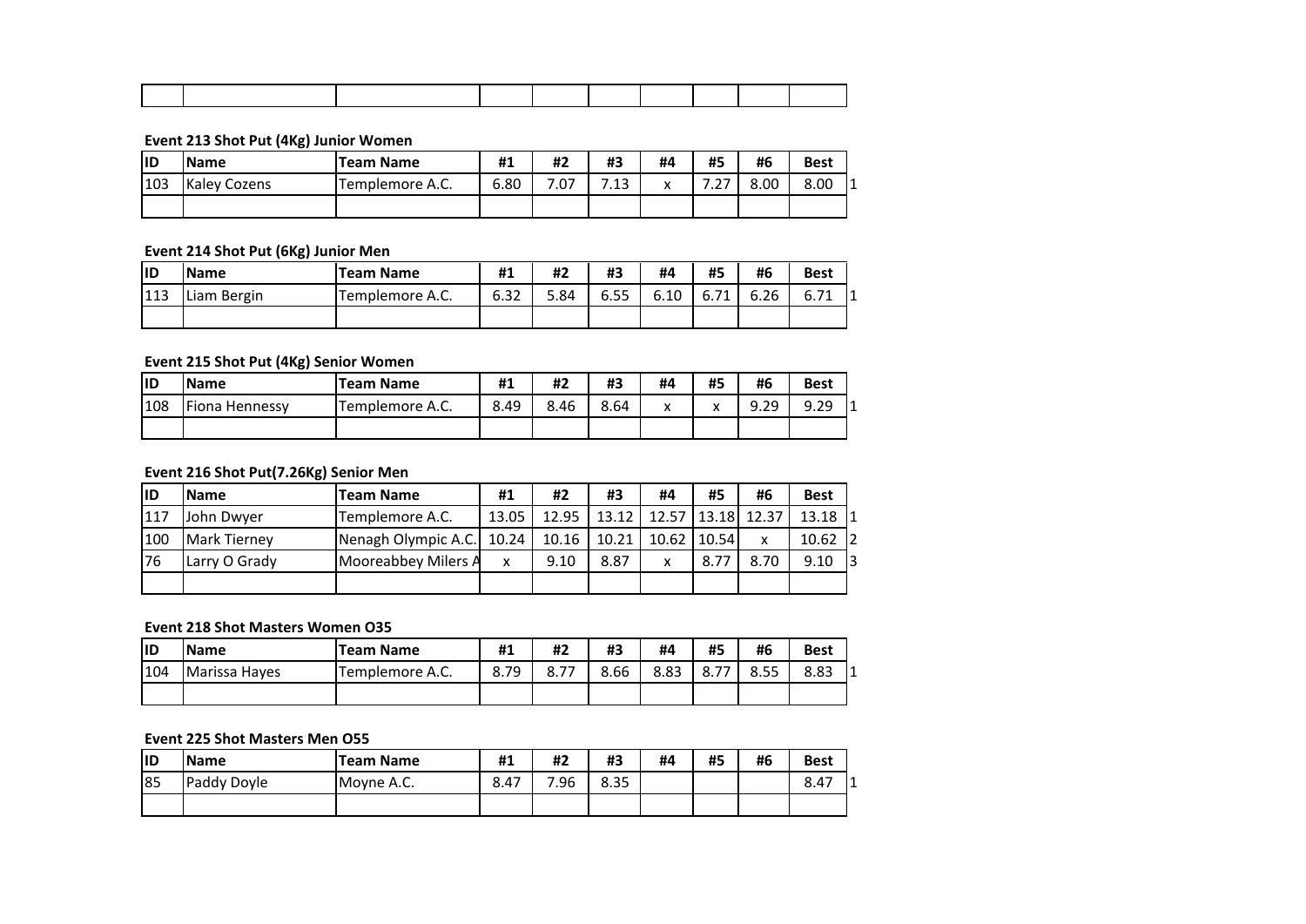**Event 213 Shot Put (4Kg) Junior Women**

| ID | Name | Team Name | #1 | #2 | #3 | #4 | #5 | #6 | Best | |
|---|---|---|---|---|---|---|---|---|---|---|
| 103 | Kaley Cozens | Templemore A.C. | 6.80 | 7.07 | 7.13 | x | 7.27 | 8.00 | 8.00 | 1 |
| | | | | | | | | | | |

**Event 214 Shot Put (6Kg) Junior Men**

| ID | Name | Team Name | #1 | #2 | #3 | #4 | #5 | #6 | Best | |
|---|---|---|---|---|---|---|---|---|---|---|
| 113 | Liam Bergin | Templemore A.C. | 6.32 | 5.84 | 6.55 | 6.10 | 6.71 | 6.26 | 6.71 | 1 |
| | | | | | | | | | | |

**Event 215 Shot Put (4Kg) Senior Women**

| ID | Name | Team Name | #1 | #2 | #3 | #4 | #5 | #6 | Best | |
|---|---|---|---|---|---|---|---|---|---|---|
| 108 | Fiona Hennessy | Templemore A.C. | 8.49 | 8.46 | 8.64 | x | x | 9.29 | 9.29 | 1 |
| | | | | | | | | | | |

**Event 216 Shot Put(7.26Kg) Senior Men**

| ID | Name | Team Name | #1 | #2 | #3 | #4 | #5 | #6 | Best | |
|---|---|---|---|---|---|---|---|---|---|---|
| 117 | John Dwyer | Templemore A.C. | 13.05 | 12.95 | 13.12 | 12.57 | 13.18 | 12.37 | 13.18 | 1 |
| 100 | Mark Tierney | Nenagh Olympic A.C. | 10.24 | 10.16 | 10.21 | 10.62 | 10.54 | x | 10.62 | 2 |
| 76 | Larry O Grady | Mooreabbey Milers A | x | 9.10 | 8.87 | x | 8.77 | 8.70 | 9.10 | 3 |
| | | | | | | | | | | |

**Event 218 Shot Masters Women O35**

| ID | Name | Team Name | #1 | #2 | #3 | #4 | #5 | #6 | Best | |
|---|---|---|---|---|---|---|---|---|---|---|
| 104 | Marissa Hayes | Templemore A.C. | 8.79 | 8.77 | 8.66 | 8.83 | 8.77 | 8.55 | 8.83 | 1 |
| | | | | | | | | | | |

**Event 225 Shot Masters Men O55**

| ID | Name | Team Name | #1 | #2 | #3 | #4 | #5 | #6 | Best | |
|---|---|---|---|---|---|---|---|---|---|---|
| 85 | Paddy Doyle | Moyne A.C. | 8.47 | 7.96 | 8.35 | | | | 8.47 | 1 |
| | | | | | | | | | | |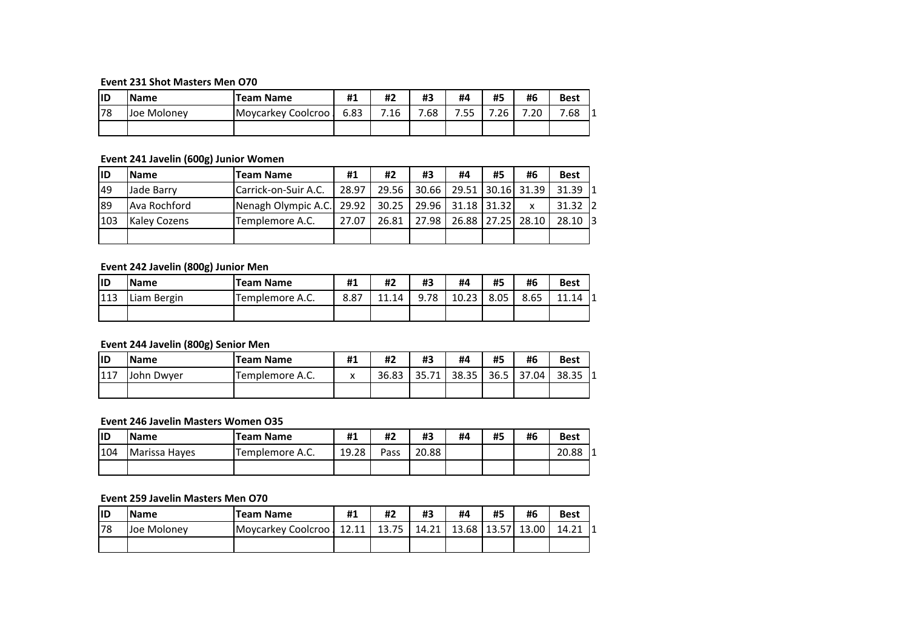**Event 231 Shot Masters Men O70**

| ID | Name | Team Name | #1 | #2 | #3 | #4 | #5 | #6 | Best | |
|---|---|---|---|---|---|---|---|---|---|---|
| 78 | Joe Moloney | Moycarkey Coolcroo | 6.83 | 7.16 | 7.68 | 7.55 | 7.26 | 7.20 | 7.68 | 1 |
| | | | | | | | | | | |

**Event 241 Javelin (600g) Junior Women**

| ID | Name | Team Name | #1 | #2 | #3 | #4 | #5 | #6 | Best | |
|---|---|---|---|---|---|---|---|---|---|---|
| 49 | Jade Barry | Carrick-on-Suir A.C. | 28.97 | 29.56 | 30.66 | 29.51 | 30.16 | 31.39 | 31.39 | 1 |
| 89 | Ava Rochford | Nenagh Olympic A.C. | 29.92 | 30.25 | 29.96 | 31.18 | 31.32 | x | 31.32 | 2 |
| 103 | Kaley Cozens | Templemore A.C. | 27.07 | 26.81 | 27.98 | 26.88 | 27.25 | 28.10 | 28.10 | 3 |
| | | | | | | | | | | |

**Event 242 Javelin (800g) Junior Men**

| ID | Name | Team Name | #1 | #2 | #3 | #4 | #5 | #6 | Best | |
|---|---|---|---|---|---|---|---|---|---|---|
| 113 | Liam Bergin | Templemore A.C. | 8.87 | 11.14 | 9.78 | 10.23 | 8.05 | 8.65 | 11.14 | 1 |
| | | | | | | | | | | |

**Event 244 Javelin (800g) Senior Men**

| ID | Name | Team Name | #1 | #2 | #3 | #4 | #5 | #6 | Best | |
|---|---|---|---|---|---|---|---|---|---|---|
| 117 | John Dwyer | Templemore A.C. | x | 36.83 | 35.71 | 38.35 | 36.5 | 37.04 | 38.35 | 1 |
| | | | | | | | | | | |

**Event 246 Javelin Masters Women O35**

| ID | Name | Team Name | #1 | #2 | #3 | #4 | #5 | #6 | Best | |
|---|---|---|---|---|---|---|---|---|---|---|
| 104 | Marissa Hayes | Templemore A.C. | 19.28 | Pass | 20.88 | | | | 20.88 | 1 |
| | | | | | | | | | | |

**Event 259 Javelin Masters Men O70**

| ID | Name | Team Name | #1 | #2 | #3 | #4 | #5 | #6 | Best | |
|---|---|---|---|---|---|---|---|---|---|---|
| 78 | Joe Moloney | Moycarkey Coolcroo | 12.11 | 13.75 | 14.21 | 13.68 | 13.57 | 13.00 | 14.21 | 1 |
| | | | | | | | | | | |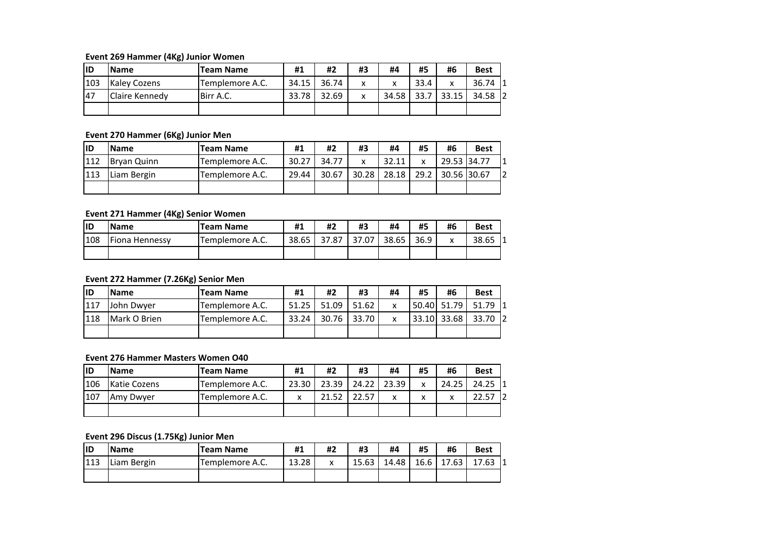**Event 269 Hammer (4Kg) Junior Women**

| ID | Name | Team Name | #1 | #2 | #3 | #4 | #5 | #6 | Best | |
|---|---|---|---|---|---|---|---|---|---|---|
| 103 | Kaley Cozens | Templemore A.C. | 34.15 | 36.74 | x | x | 33.4 | x | 36.74 | 1 |
| 47 | Claire Kennedy | Birr A.C. | 33.78 | 32.69 | x | 34.58 | 33.7 | 33.15 | 34.58 | 2 |
| | | | | | | | | | | |

**Event 270 Hammer (6Kg) Junior Men**

| ID | Name | Team Name | #1 | #2 | #3 | #4 | #5 | #6 | Best | |
|---|---|---|---|---|---|---|---|---|---|---|
| 112 | Bryan Quinn | Templemore A.C. | 30.27 | 34.77 | x | 32.11 | x | 29.53 | 34.77 | 1 |
| 113 | Liam Bergin | Templemore A.C. | 29.44 | 30.67 | 30.28 | 28.18 | 29.2 | 30.56 | 30.67 | 2 |
| | | | | | | | | | | |

**Event 271 Hammer (4Kg) Senior Women**

| ID | Name | Team Name | #1 | #2 | #3 | #4 | #5 | #6 | Best | |
|---|---|---|---|---|---|---|---|---|---|---|
| 108 | Fiona Hennessy | Templemore A.C. | 38.65 | 37.87 | 37.07 | 38.65 | 36.9 | x | 38.65 | 1 |
| | | | | | | | | | | |

**Event 272 Hammer (7.26Kg) Senior Men**

| ID | Name | Team Name | #1 | #2 | #3 | #4 | #5 | #6 | Best | |
|---|---|---|---|---|---|---|---|---|---|---|
| 117 | John Dwyer | Templemore A.C. | 51.25 | 51.09 | 51.62 | x | 50.40 | 51.79 | 51.79 | 1 |
| 118 | Mark O Brien | Templemore A.C. | 33.24 | 30.76 | 33.70 | x | 33.10 | 33.68 | 33.70 | 2 |
| | | | | | | | | | | |

**Event 276 Hammer Masters Women O40**

| ID | Name | Team Name | #1 | #2 | #3 | #4 | #5 | #6 | Best | |
|---|---|---|---|---|---|---|---|---|---|---|
| 106 | Katie Cozens | Templemore A.C. | 23.30 | 23.39 | 24.22 | 23.39 | x | 24.25 | 24.25 | 1 |
| 107 | Amy Dwyer | Templemore A.C. | x | 21.52 | 22.57 | x | x | x | 22.57 | 2 |
| | | | | | | | | | | |

**Event 296 Discus (1.75Kg) Junior Men**

| ID | Name | Team Name | #1 | #2 | #3 | #4 | #5 | #6 | Best | |
|---|---|---|---|---|---|---|---|---|---|---|
| 113 | Liam Bergin | Templemore A.C. | 13.28 | x | 15.63 | 14.48 | 16.6 | 17.63 | 17.63 | 1 |
| | | | | | | | | | | |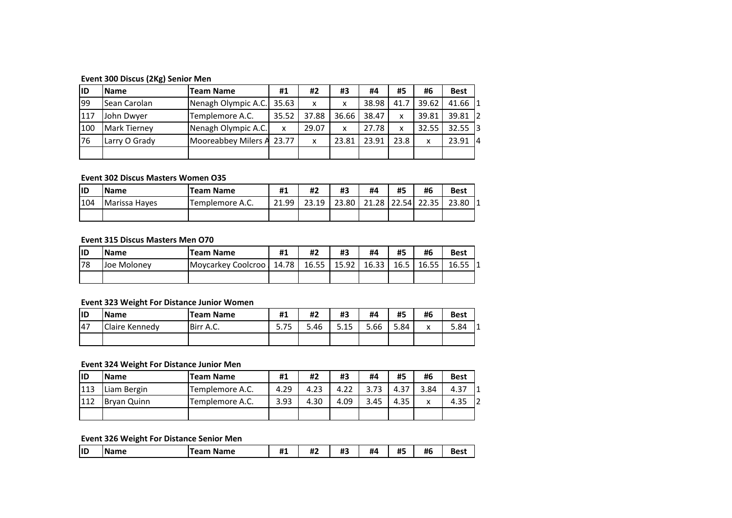**Event 300 Discus (2Kg) Senior Men**

| ID | Name | Team Name | #1 | #2 | #3 | #4 | #5 | #6 | Best | |
|---|---|---|---|---|---|---|---|---|---|---|
| 99 | Sean Carolan | Nenagh Olympic A.C. | 35.63 | x | x | 38.98 | 41.7 | 39.62 | 41.66 | 1 |
| 117 | John Dwyer | Templemore A.C. | 35.52 | 37.88 | 36.66 | 38.47 | x | 39.81 | 39.81 | 2 |
| 100 | Mark Tierney | Nenagh Olympic A.C. | x | 29.07 | x | 27.78 | x | 32.55 | 32.55 | 3 |
| 76 | Larry O Grady | Mooreabbey Milers A | 23.77 | x | 23.81 | 23.91 | 23.8 | x | 23.91 | 4 |
| | | | | | | | | | | |

**Event 302 Discus Masters Women O35**

| ID | Name | Team Name | #1 | #2 | #3 | #4 | #5 | #6 | Best | |
|---|---|---|---|---|---|---|---|---|---|---|
| 104 | Marissa Hayes | Templemore A.C. | 21.99 | 23.19 | 23.80 | 21.28 | 22.54 | 22.35 | 23.80 | 1 |
| | | | | | | | | | | |

**Event 315 Discus Masters Men O70**

| ID | Name | Team Name | #1 | #2 | #3 | #4 | #5 | #6 | Best | |
|---|---|---|---|---|---|---|---|---|---|---|
| 78 | Joe Moloney | Moycarkey Coolcroo | 14.78 | 16.55 | 15.92 | 16.33 | 16.5 | 16.55 | 16.55 | 1 |
| | | | | | | | | | | |

**Event 323 Weight For Distance Junior Women**

| ID | Name | Team Name | #1 | #2 | #3 | #4 | #5 | #6 | Best | |
|---|---|---|---|---|---|---|---|---|---|---|
| 47 | Claire Kennedy | Birr A.C. | 5.75 | 5.46 | 5.15 | 5.66 | 5.84 | x | 5.84 | 1 |
| | | | | | | | | | | |

**Event 324 Weight For Distance Junior Men**

| ID | Name | Team Name | #1 | #2 | #3 | #4 | #5 | #6 | Best | |
|---|---|---|---|---|---|---|---|---|---|---|
| 113 | Liam Bergin | Templemore A.C. | 4.29 | 4.23 | 4.22 | 3.73 | 4.37 | 3.84 | 4.37 | 1 |
| 112 | Bryan Quinn | Templemore A.C. | 3.93 | 4.30 | 4.09 | 3.45 | 4.35 | x | 4.35 | 2 |
| | | | | | | | | | | |

**Event 326 Weight For Distance Senior Men**

| ID | Name | Team Name | #1 | #2 | #3 | #4 | #5 | #6 | Best |
|---|---|---|---|---|---|---|---|---|---|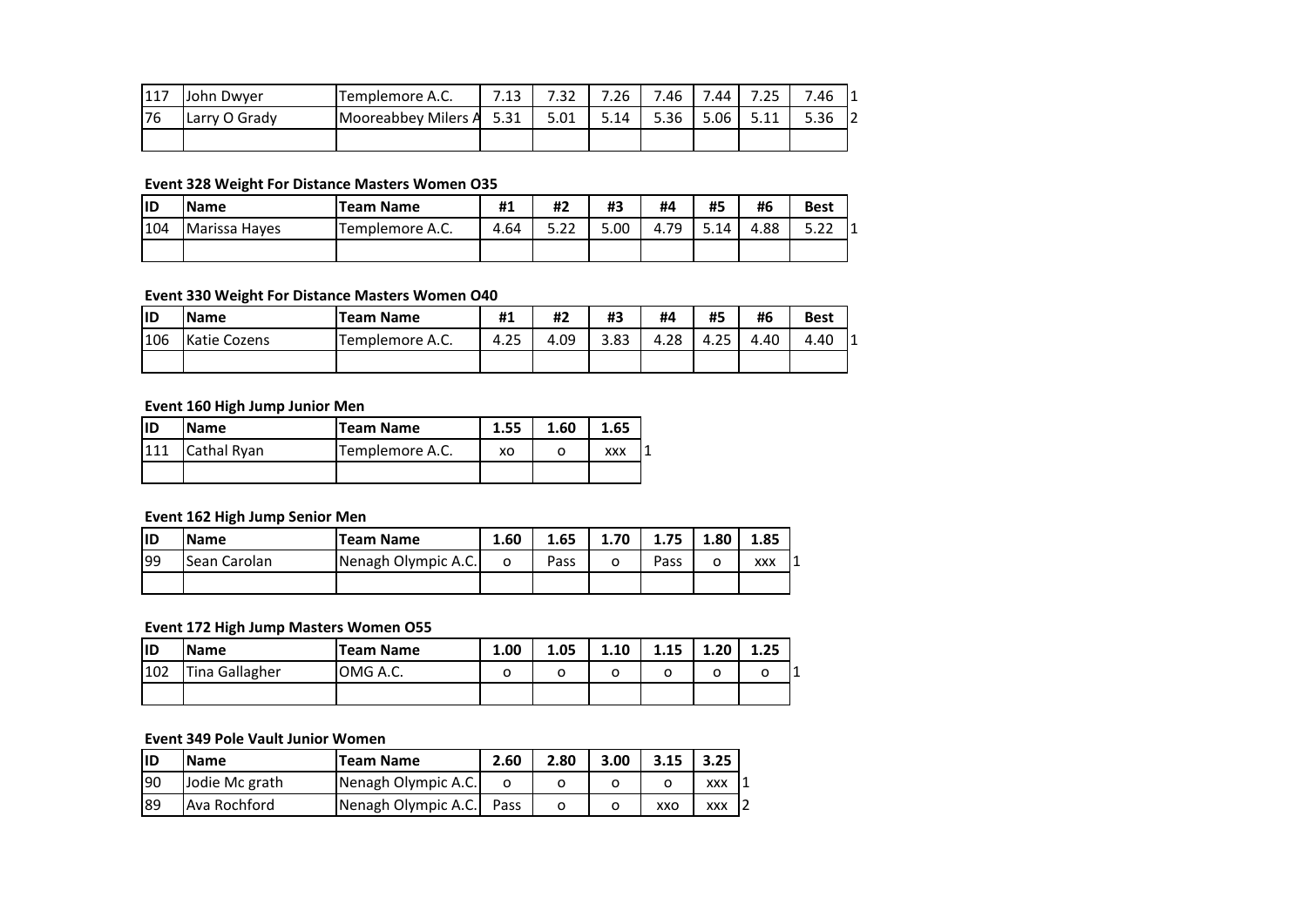| | | | | | | | | | | |
|---|---|---|---|---|---|---|---|---|---|---|
| 117 | John Dwyer | Templemore A.C. | 7.13 | 7.32 | 7.26 | 7.46 | 7.44 | 7.25 | 7.46 | 1 |
| 76 | Larry O Grady | Mooreabbey Milers A | 5.31 | 5.01 | 5.14 | 5.36 | 5.06 | 5.11 | 5.36 | 2 |
| | | | | | | | | | | |

**Event 328 Weight For Distance Masters Women O35**

| ID | Name | Team Name | #1 | #2 | #3 | #4 | #5 | #6 | Best | |
|---|---|---|---|---|---|---|---|---|---|---|
| 104 | Marissa Hayes | Templemore A.C. | 4.64 | 5.22 | 5.00 | 4.79 | 5.14 | 4.88 | 5.22 | 1 |
| | | | | | | | | | | |

**Event 330 Weight For Distance Masters Women O40**

| ID | Name | Team Name | #1 | #2 | #3 | #4 | #5 | #6 | Best | |
|---|---|---|---|---|---|---|---|---|---|---|
| 106 | Katie Cozens | Templemore A.C. | 4.25 | 4.09 | 3.83 | 4.28 | 4.25 | 4.40 | 4.40 | 1 |
| | | | | | | | | | | |

**Event 160 High Jump Junior Men**

| ID | Name | Team Name | 1.55 | 1.60 | 1.65 | |
|---|---|---|---|---|---|---|
| 111 | Cathal Ryan | Templemore A.C. | xo | o | xxx | 1 |
| | | | | | | |

**Event 162 High Jump Senior Men**

| ID | Name | Team Name | 1.60 | 1.65 | 1.70 | 1.75 | 1.80 | 1.85 | |
|---|---|---|---|---|---|---|---|---|---|
| 99 | Sean Carolan | Nenagh Olympic A.C. | o | Pass | o | Pass | o | xxx | 1 |
| | | | | | | | | | |

**Event 172 High Jump Masters Women O55**

| ID | Name | Team Name | 1.00 | 1.05 | 1.10 | 1.15 | 1.20 | 1.25 | |
|---|---|---|---|---|---|---|---|---|---|
| 102 | Tina Gallagher | OMG A.C. | o | o | o | o | o | o | 1 |
| | | | | | | | | | |

**Event 349 Pole Vault Junior Women**

| ID | Name | Team Name | 2.60 | 2.80 | 3.00 | 3.15 | 3.25 | |
|---|---|---|---|---|---|---|---|---|
| 90 | Jodie Mc grath | Nenagh Olympic A.C. | o | o | o | o | xxx | 1 |
| 89 | Ava Rochford | Nenagh Olympic A.C. | Pass | o | o | xxo | xxx | 2 |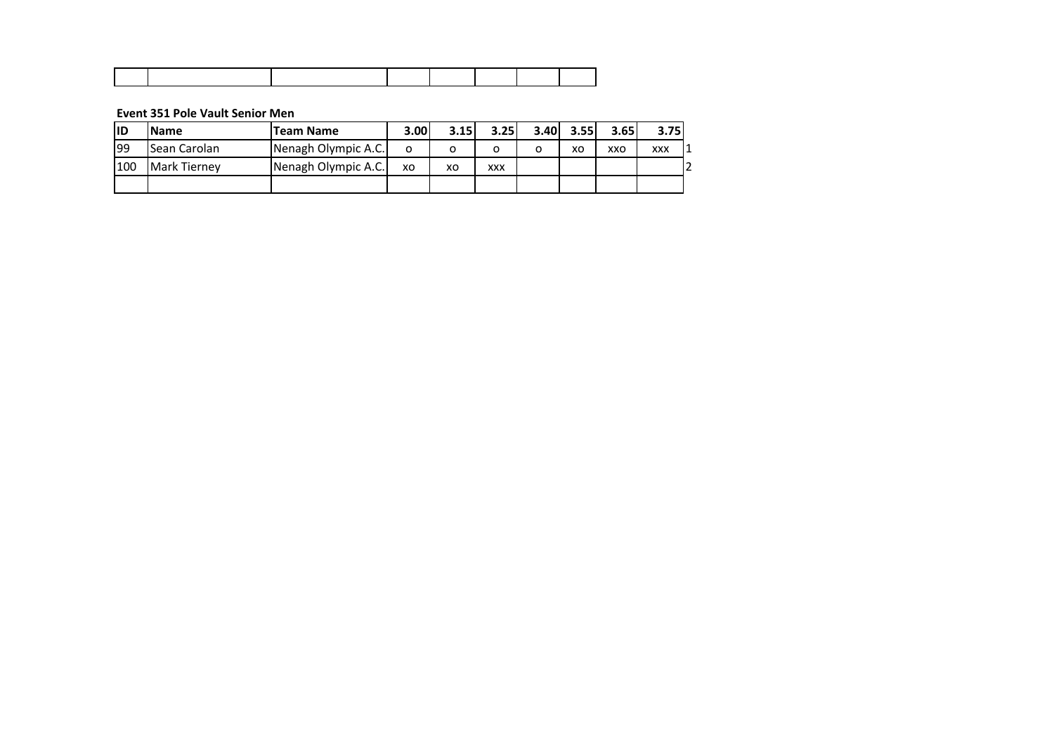| | | | | | | | |
|---|---|---|---|---|---|---|---|
| | | | | | | | |

**Event 351 Pole Vault Senior Men**

| ID | Name | Team Name | 3.00 | 3.15 | 3.25 | 3.40 | 3.55 | 3.65 | 3.75 | |
|---|---|---|---|---|---|---|---|---|---|---|
| 99 | Sean Carolan | Nenagh Olympic A.C. | o | o | o | o | xo | xxo | xxx | 1 |
| 100 | Mark Tierney | Nenagh Olympic A.C. | xo | xo | xxx | | | | | 2 |
| | | | | | | | | | | |